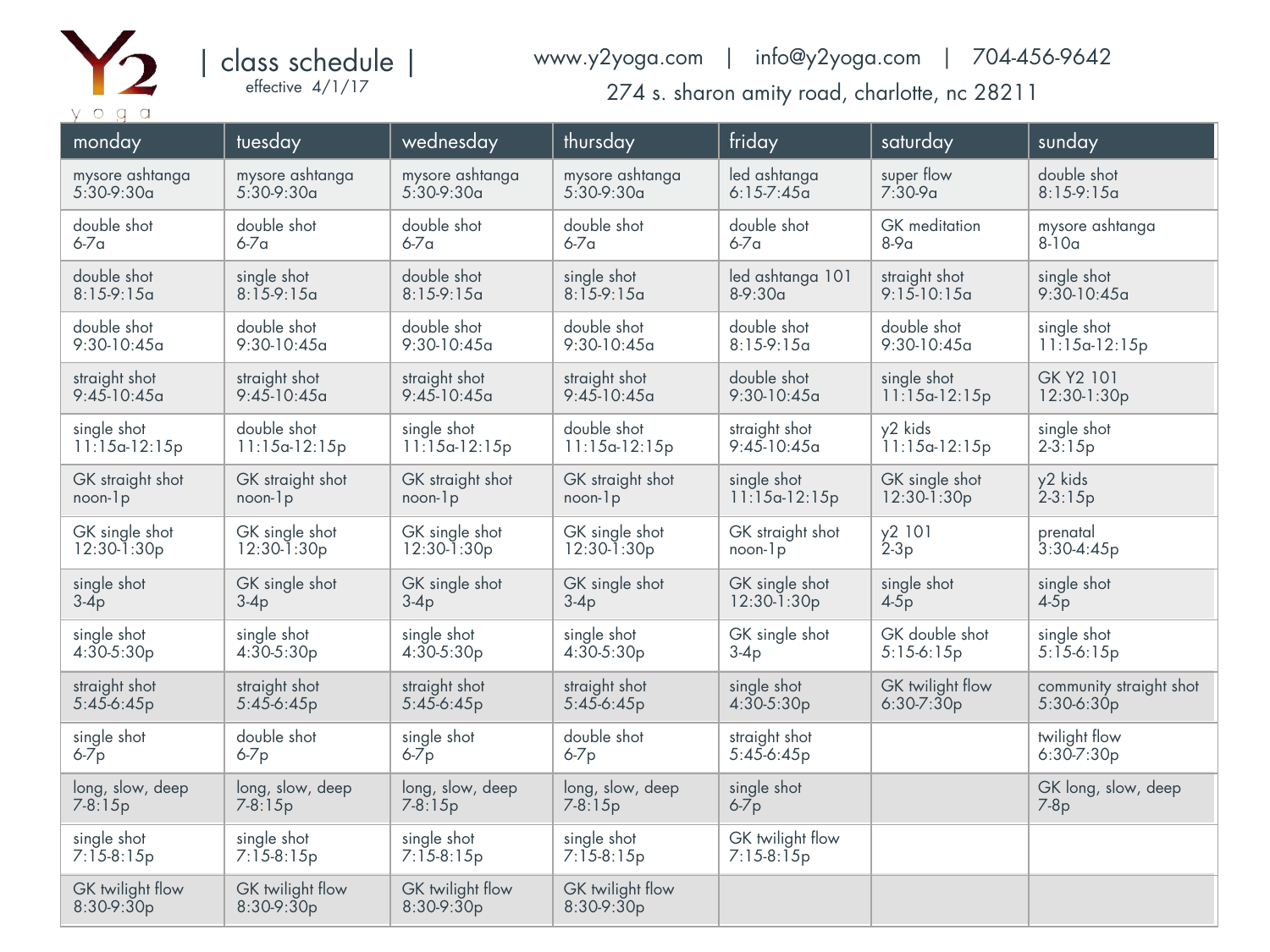# Y2 yoga | class schedule |

effective 4/1/17

www.y2yoga.com | info@y2yoga.com | 704-456-9642

274 s. sharon amity road, charlotte, nc 28211

| monday | tuesday | wednesday | thursday | friday | saturday | sunday |
|---|---|---|---|---|---|---|
| mysore ashtanga 5:30-9:30a | mysore ashtanga 5:30-9:30a | mysore ashtanga 5:30-9:30a | mysore ashtanga 5:30-9:30a | led ashtanga 6:15-7:45a | super flow 7:30-9a | double shot 8:15-9:15a |
| double shot 6-7a | double shot 6-7a | double shot 6-7a | double shot 6-7a | double shot 6-7a | GK meditation 8-9a | mysore ashtanga 8-10a |
| double shot 8:15-9:15a | single shot 8:15-9:15a | double shot 8:15-9:15a | single shot 8:15-9:15a | led ashtanga 101 8-9:30a | straight shot 9:15-10:15a | single shot 9:30-10:45a |
| double shot 9:30-10:45a | double shot 9:30-10:45a | double shot 9:30-10:45a | double shot 9:30-10:45a | double shot 8:15-9:15a | double shot 9:30-10:45a | single shot 11:15a-12:15p |
| straight shot 9:45-10:45a | straight shot 9:45-10:45a | straight shot 9:45-10:45a | straight shot 9:45-10:45a | double shot 9:30-10:45a | single shot 11:15a-12:15p | GK Y2 101 12:30-1:30p |
| single shot 11:15a-12:15p | double shot 11:15a-12:15p | single shot 11:15a-12:15p | double shot 11:15a-12:15p | straight shot 9:45-10:45a | y2 kids 11:15a-12:15p | single shot 2-3:15p |
| GK straight shot noon-1p | GK straight shot noon-1p | GK straight shot noon-1p | GK straight shot noon-1p | single shot 11:15a-12:15p | GK single shot 12:30-1:30p | y2 kids 2-3:15p |
| GK single shot 12:30-1:30p | GK single shot 12:30-1:30p | GK single shot 12:30-1:30p | GK single shot 12:30-1:30p | GK straight shot noon-1p | y2 101 2-3p | prenatal 3:30-4:45p |
| single shot 3-4p | GK single shot 3-4p | GK single shot 3-4p | GK single shot 3-4p | GK single shot 12:30-1:30p | single shot 4-5p | single shot 4-5p |
| single shot 4:30-5:30p | single shot 4:30-5:30p | single shot 4:30-5:30p | single shot 4:30-5:30p | GK single shot 3-4p | GK double shot 5:15-6:15p | single shot 5:15-6:15p |
| straight shot 5:45-6:45p | straight shot 5:45-6:45p | straight shot 5:45-6:45p | straight shot 5:45-6:45p | single shot 4:30-5:30p | GK twilight flow 6:30-7:30p | community straight shot 5:30-6:30p |
| single shot 6-7p | double shot 6-7p | single shot 6-7p | double shot 6-7p | straight shot 5:45-6:45p | | twilight flow 6:30-7:30p |
| long, slow, deep 7-8:15p | long, slow, deep 7-8:15p | long, slow, deep 7-8:15p | long, slow, deep 7-8:15p | single shot 6-7p | | GK long, slow, deep 7-8p |
| single shot 7:15-8:15p | single shot 7:15-8:15p | single shot 7:15-8:15p | single shot 7:15-8:15p | GK twilight flow 7:15-8:15p | | |
| GK twilight flow 8:30-9:30p | GK twilight flow 8:30-9:30p | GK twilight flow 8:30-9:30p | GK twilight flow 8:30-9:30p | | | |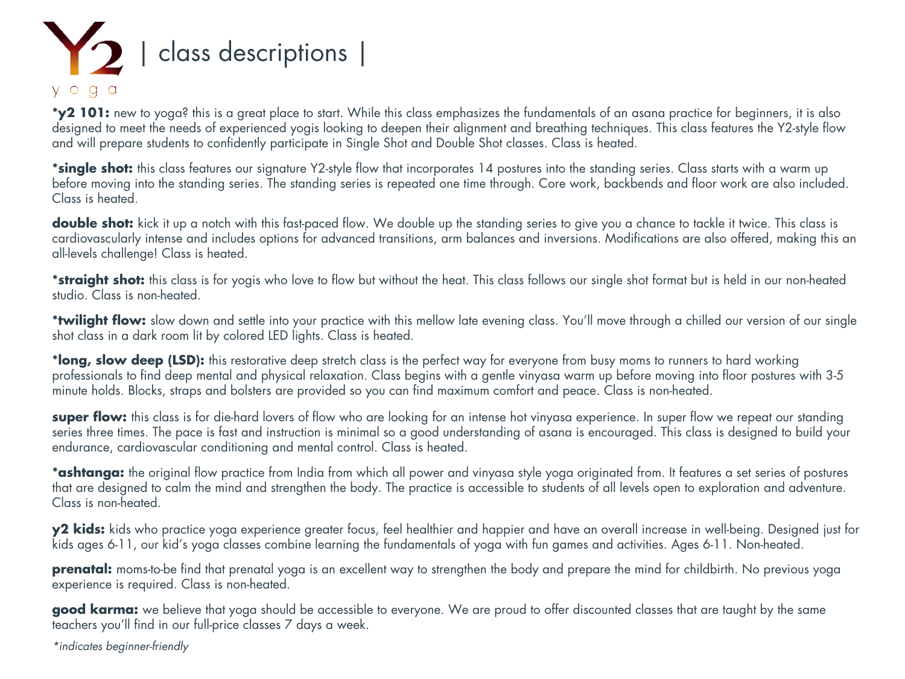# Y2 yoga | class descriptions |

***y2 101:** new to yoga? this is a great place to start. While this class emphasizes the fundamentals of an asana practice for beginners, it is also designed to meet the needs of experienced yogis looking to deepen their alignment and breathing techniques. This class features the Y2-style flow and will prepare students to confidently participate in Single Shot and Double Shot classes. Class is heated.

***single shot:** this class features our signature Y2-style flow that incorporates 14 postures into the standing series. Class starts with a warm up before moving into the standing series. The standing series is repeated one time through. Core work, backbends and floor work are also included. Class is heated.

**double shot:** kick it up a notch with this fast-paced flow. We double up the standing series to give you a chance to tackle it twice. This class is cardiovascularly intense and includes options for advanced transitions, arm balances and inversions. Modifications are also offered, making this an all-levels challenge! Class is heated.

***straight shot:** this class is for yogis who love to flow but without the heat. This class follows our single shot format but is held in our non-heated studio. Class is non-heated.

***twilight flow:** slow down and settle into your practice with this mellow late evening class. You'll move through a chilled our version of our single shot class in a dark room lit by colored LED lights. Class is heated.

***long, slow deep (LSD):** this restorative deep stretch class is the perfect way for everyone from busy moms to runners to hard working professionals to find deep mental and physical relaxation. Class begins with a gentle vinyasa warm up before moving into floor postures with 3-5 minute holds. Blocks, straps and bolsters are provided so you can find maximum comfort and peace. Class is non-heated.

**super flow:** this class is for die-hard lovers of flow who are looking for an intense hot vinyasa experience. In super flow we repeat our standing series three times. The pace is fast and instruction is minimal so a good understanding of asana is encouraged. This class is designed to build your endurance, cardiovascular conditioning and mental control. Class is heated.

***ashtanga:** the original flow practice from India from which all power and vinyasa style yoga originated from. It features a set series of postures that are designed to calm the mind and strengthen the body. The practice is accessible to students of all levels open to exploration and adventure. Class is non-heated.

**y2 kids:** kids who practice yoga experience greater focus, feel healthier and happier and have an overall increase in well-being. Designed just for kids ages 6-11, our kid's yoga classes combine learning the fundamentals of yoga with fun games and activities. Ages 6-11. Non-heated.

**prenatal:** moms-to-be find that prenatal yoga is an excellent way to strengthen the body and prepare the mind for childbirth. No previous yoga experience is required. Class is non-heated.

**good karma:** we believe that yoga should be accessible to everyone. We are proud to offer discounted classes that are taught by the same teachers you'll find in our full-price classes 7 days a week.

*\*indicates beginner-friendly*